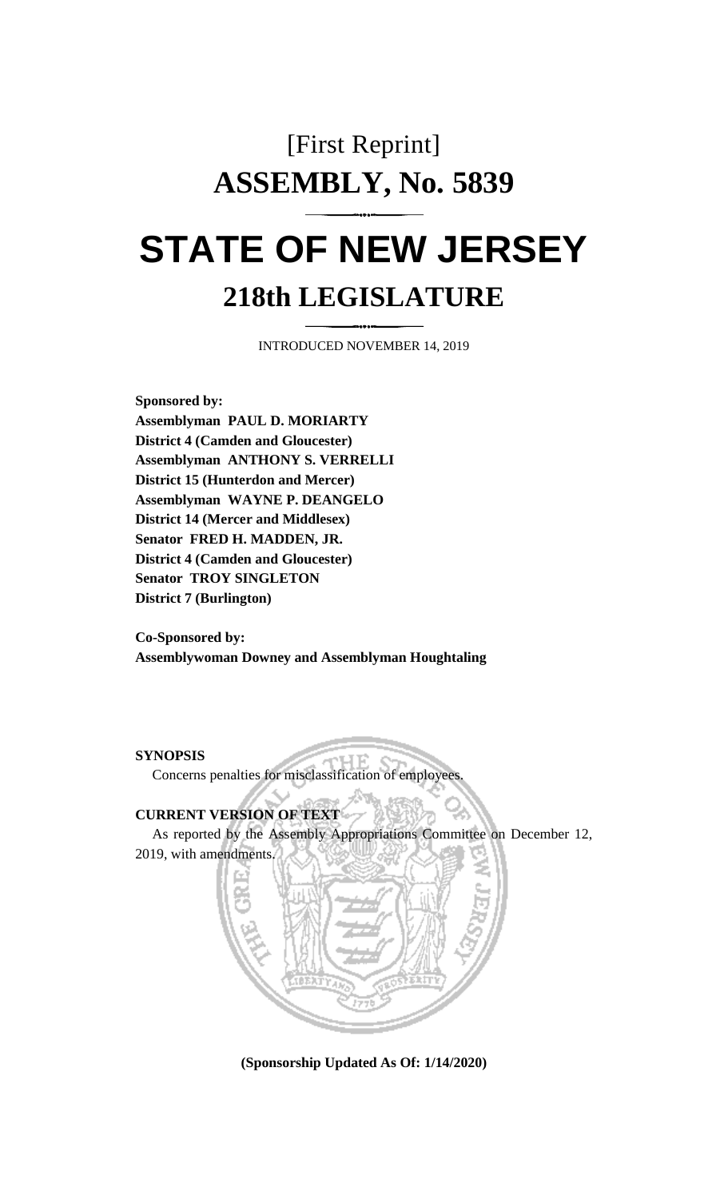[First Reprint]

# ASSEMBLY, No. 5839

# STATE OF NEW JERSEY

## 218th LEGISLATURE

INTRODUCED NOVEMBER 14, 2019

**Sponsored by:**
**Assemblyman PAUL D. MORIARTY**
**District 4 (Camden and Gloucester)**
**Assemblyman ANTHONY S. VERRELLI**
**District 15 (Hunterdon and Mercer)**
**Assemblyman WAYNE P. DEANGELO**
**District 14 (Mercer and Middlesex)**
**Senator FRED H. MADDEN, JR.**
**District 4 (Camden and Gloucester)**
**Senator TROY SINGLETON**
**District 7 (Burlington)**

**Co-Sponsored by:**
**Assemblywoman Downey and Assemblyman Houghtaling**

**SYNOPSIS**

Concerns penalties for misclassification of employees.

**CURRENT VERSION OF TEXT**

As reported by the Assembly Appropriations Committee on December 12, 2019, with amendments.

**(Sponsorship Updated As Of: 1/14/2020)**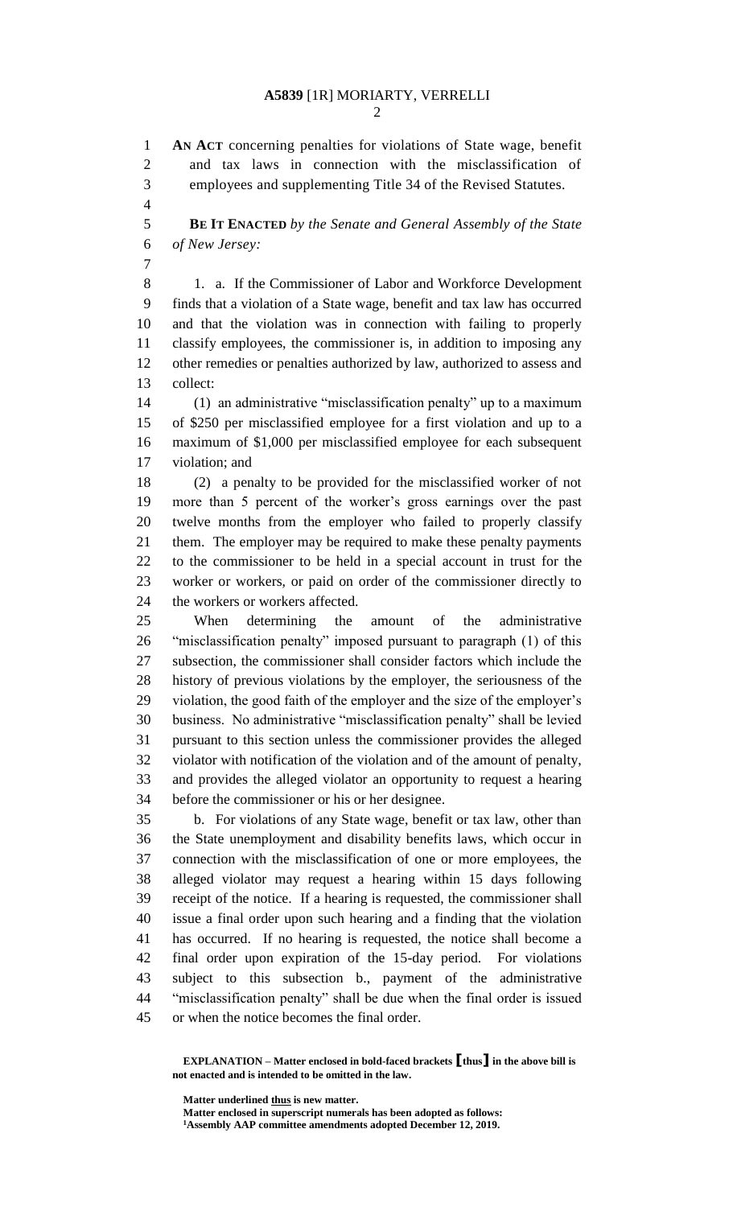**AN ACT** concerning penalties for violations of State wage, benefit and tax laws in connection with the misclassification of employees and supplementing Title 34 of the Revised Statutes.

**BE IT ENACTED** *by the Senate and General Assembly of the State of New Jersey:*

1. a. If the Commissioner of Labor and Workforce Development finds that a violation of a State wage, benefit and tax law has occurred and that the violation was in connection with failing to properly classify employees, the commissioner is, in addition to imposing any other remedies or penalties authorized by law, authorized to assess and collect:

(1) an administrative "misclassification penalty" up to a maximum of $250 per misclassified employee for a first violation and up to a maximum of $1,000 per misclassified employee for each subsequent violation; and

(2) a penalty to be provided for the misclassified worker of not more than 5 percent of the worker's gross earnings over the past twelve months from the employer who failed to properly classify them. The employer may be required to make these penalty payments to the commissioner to be held in a special account in trust for the worker or workers, or paid on order of the commissioner directly to the workers or workers affected.

When determining the amount of the administrative "misclassification penalty" imposed pursuant to paragraph (1) of this subsection, the commissioner shall consider factors which include the history of previous violations by the employer, the seriousness of the violation, the good faith of the employer and the size of the employer's business. No administrative "misclassification penalty" shall be levied pursuant to this section unless the commissioner provides the alleged violator with notification of the violation and of the amount of penalty, and provides the alleged violator an opportunity to request a hearing before the commissioner or his or her designee.

b. For violations of any State wage, benefit or tax law, other than the State unemployment and disability benefits laws, which occur in connection with the misclassification of one or more employees, the alleged violator may request a hearing within 15 days following receipt of the notice. If a hearing is requested, the commissioner shall issue a final order upon such hearing and a finding that the violation has occurred. If no hearing is requested, the notice shall become a final order upon expiration of the 15-day period. For violations subject to this subsection b., payment of the administrative "misclassification penalty" shall be due when the final order is issued or when the notice becomes the final order.

**EXPLANATION – Matter enclosed in bold-faced brackets [thus] in the above bill is not enacted and is intended to be omitted in the law.**

**Matter underlined thus is new matter.**
**Matter enclosed in superscript numerals has been adopted as follows:**
**[1]Assembly AAP committee amendments adopted December 12, 2019.**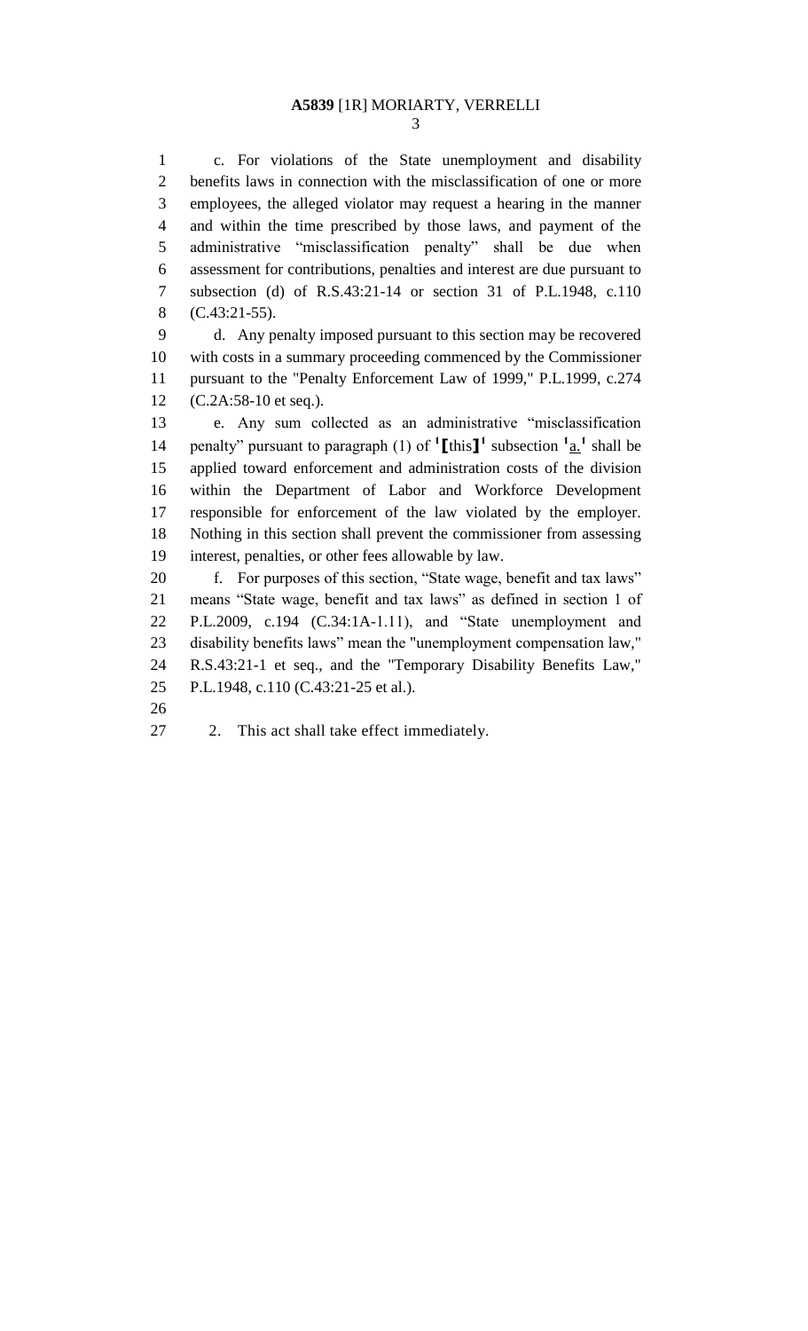c. For violations of the State unemployment and disability benefits laws in connection with the misclassification of one or more employees, the alleged violator may request a hearing in the manner and within the time prescribed by those laws, and payment of the administrative "misclassification penalty" shall be due when assessment for contributions, penalties and interest are due pursuant to subsection (d) of R.S.43:21-14 or section 31 of P.L.1948, c.110 (C.43:21-55).

d. Any penalty imposed pursuant to this section may be recovered with costs in a summary proceeding commenced by the Commissioner pursuant to the "Penalty Enforcement Law of 1999," P.L.1999, c.274 (C.2A:58-10 et seq.).

e. Any sum collected as an administrative "misclassification penalty" pursuant to paragraph (1) of [1]【this】[1] subsection [1]a.[1] shall be applied toward enforcement and administration costs of the division within the Department of Labor and Workforce Development responsible for enforcement of the law violated by the employer. Nothing in this section shall prevent the commissioner from assessing interest, penalties, or other fees allowable by law.

f. For purposes of this section, "State wage, benefit and tax laws" means "State wage, benefit and tax laws" as defined in section 1 of P.L.2009, c.194 (C.34:1A-1.11), and "State unemployment and disability benefits laws" mean the "unemployment compensation law," R.S.43:21-1 et seq., and the "Temporary Disability Benefits Law," P.L.1948, c.110 (C.43:21-25 et al.).

2. This act shall take effect immediately.